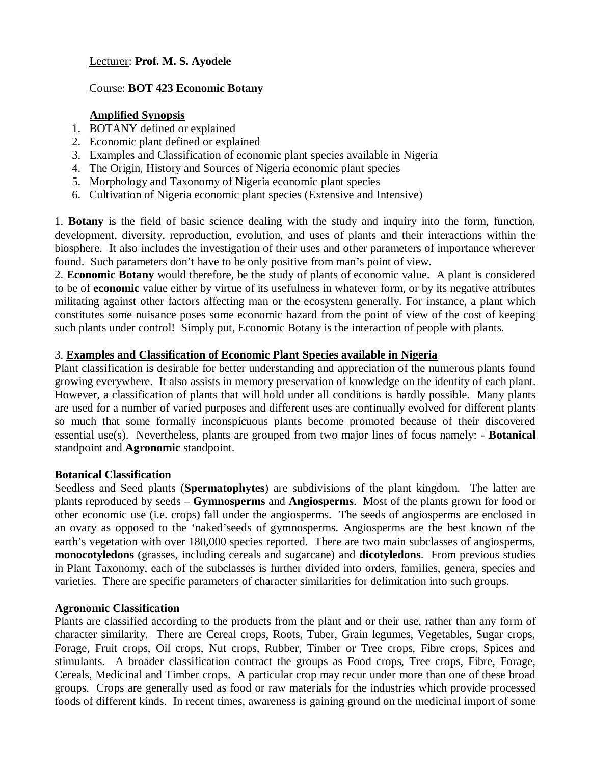Lecturer: **Prof. M. S. Ayodele**

Course: **BOT 423 Economic Botany**

**Amplified Synopsis**

1. BOTANY defined or explained
2. Economic plant defined or explained
3. Examples and Classification of economic plant species available in Nigeria
4. The Origin, History and Sources of Nigeria economic plant species
5. Morphology and Taxonomy of Nigeria economic plant species
6. Cultivation of Nigeria economic plant species (Extensive and Intensive)

1. **Botany** is the field of basic science dealing with the study and inquiry into the form, function, development, diversity, reproduction, evolution, and uses of plants and their interactions within the biosphere. It also includes the investigation of their uses and other parameters of importance wherever found. Such parameters don't have to be only positive from man's point of view.

2. **Economic Botany** would therefore, be the study of plants of economic value. A plant is considered to be of **economic** value either by virtue of its usefulness in whatever form, or by its negative attributes militating against other factors affecting man or the ecosystem generally. For instance, a plant which constitutes some nuisance poses some economic hazard from the point of view of the cost of keeping such plants under control! Simply put, Economic Botany is the interaction of people with plants.

3. **Examples and Classification of Economic Plant Species available in Nigeria**

Plant classification is desirable for better understanding and appreciation of the numerous plants found growing everywhere. It also assists in memory preservation of knowledge on the identity of each plant. However, a classification of plants that will hold under all conditions is hardly possible. Many plants are used for a number of varied purposes and different uses are continually evolved for different plants so much that some formally inconspicuous plants become promoted because of their discovered essential use(s). Nevertheless, plants are grouped from two major lines of focus namely: - **Botanical** standpoint and **Agronomic** standpoint.

**Botanical Classification**

Seedless and Seed plants (**Spermatophytes**) are subdivisions of the plant kingdom. The latter are plants reproduced by seeds – **Gymnosperms** and **Angiosperms**. Most of the plants grown for food or other economic use (i.e. crops) fall under the angiosperms. The seeds of angiosperms are enclosed in an ovary as opposed to the 'naked'seeds of gymnosperms. Angiosperms are the best known of the earth's vegetation with over 180,000 species reported. There are two main subclasses of angiosperms, **monocotyledons** (grasses, including cereals and sugarcane) and **dicotyledons**. From previous studies in Plant Taxonomy, each of the subclasses is further divided into orders, families, genera, species and varieties. There are specific parameters of character similarities for delimitation into such groups.

**Agronomic Classification**

Plants are classified according to the products from the plant and or their use, rather than any form of character similarity. There are Cereal crops, Roots, Tuber, Grain legumes, Vegetables, Sugar crops, Forage, Fruit crops, Oil crops, Nut crops, Rubber, Timber or Tree crops, Fibre crops, Spices and stimulants. A broader classification contract the groups as Food crops, Tree crops, Fibre, Forage, Cereals, Medicinal and Timber crops. A particular crop may recur under more than one of these broad groups. Crops are generally used as food or raw materials for the industries which provide processed foods of different kinds. In recent times, awareness is gaining ground on the medicinal import of some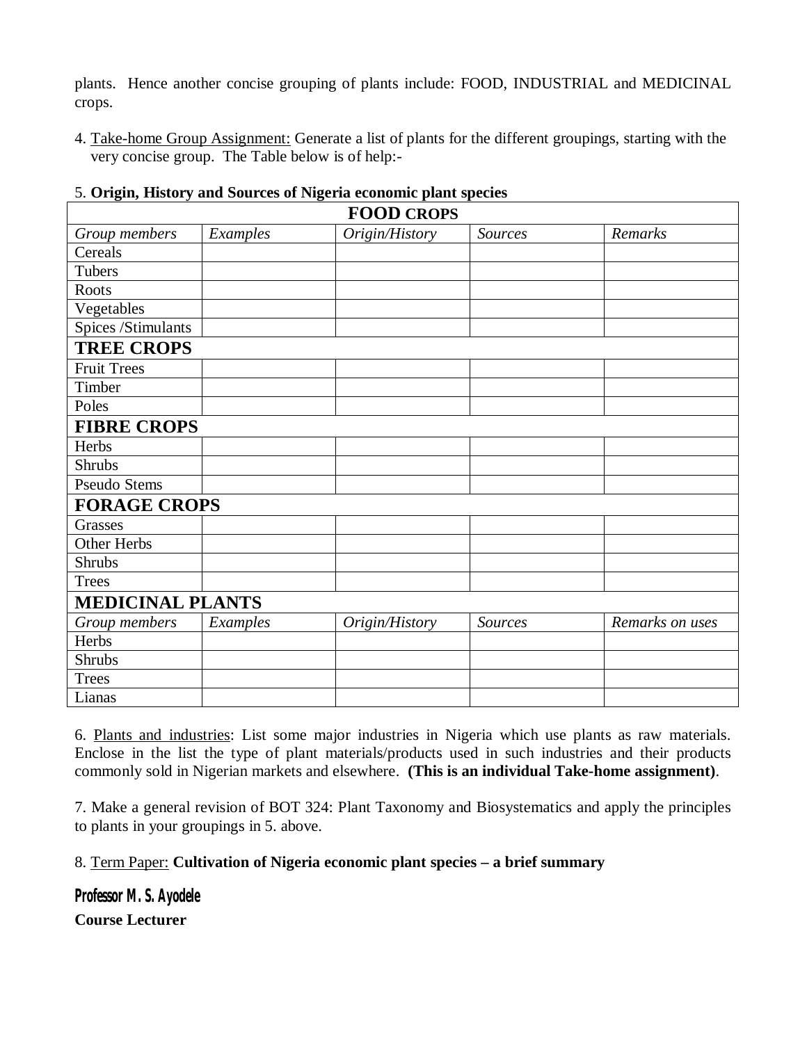plants. Hence another concise grouping of plants include: FOOD, INDUSTRIAL and MEDICINAL crops.

4. Take-home Group Assignment: Generate a list of plants for the different groupings, starting with the very concise group. The Table below is of help:-

5. **Origin, History and Sources of Nigeria economic plant species**

| **FOOD CROPS** | | | | |
|---|---|---|---|---|
| *Group members* | *Examples* | *Origin/History* | *Sources* | *Remarks* |
| Cereals | | | | |
| Tubers | | | | |
| Roots | | | | |
| Vegetables | | | | |
| Spices /Stimulants | | | | |
| **TREE CROPS** | | | | |
| Fruit Trees | | | | |
| Timber | | | | |
| Poles | | | | |
| **FIBRE CROPS** | | | | |
| Herbs | | | | |
| Shrubs | | | | |
| Pseudo Stems | | | | |
| **FORAGE CROPS** | | | | |
| Grasses | | | | |
| Other Herbs | | | | |
| Shrubs | | | | |
| Trees | | | | |
| **MEDICINAL PLANTS** | | | | |
| *Group members* | *Examples* | *Origin/History* | *Sources* | *Remarks on uses* |
| Herbs | | | | |
| Shrubs | | | | |
| Trees | | | | |
| Lianas | | | | |

6. Plants and industries: List some major industries in Nigeria which use plants as raw materials. Enclose in the list the type of plant materials/products used in such industries and their products commonly sold in Nigerian markets and elsewhere. **(This is an individual Take-home assignment)**.

7. Make a general revision of BOT 324: Plant Taxonomy and Biosystematics and apply the principles to plants in your groupings in 5. above.

8. Term Paper: **Cultivation of Nigeria economic plant species – a brief summary**

**Professor M. S. Ayodele**

**Course Lecturer**